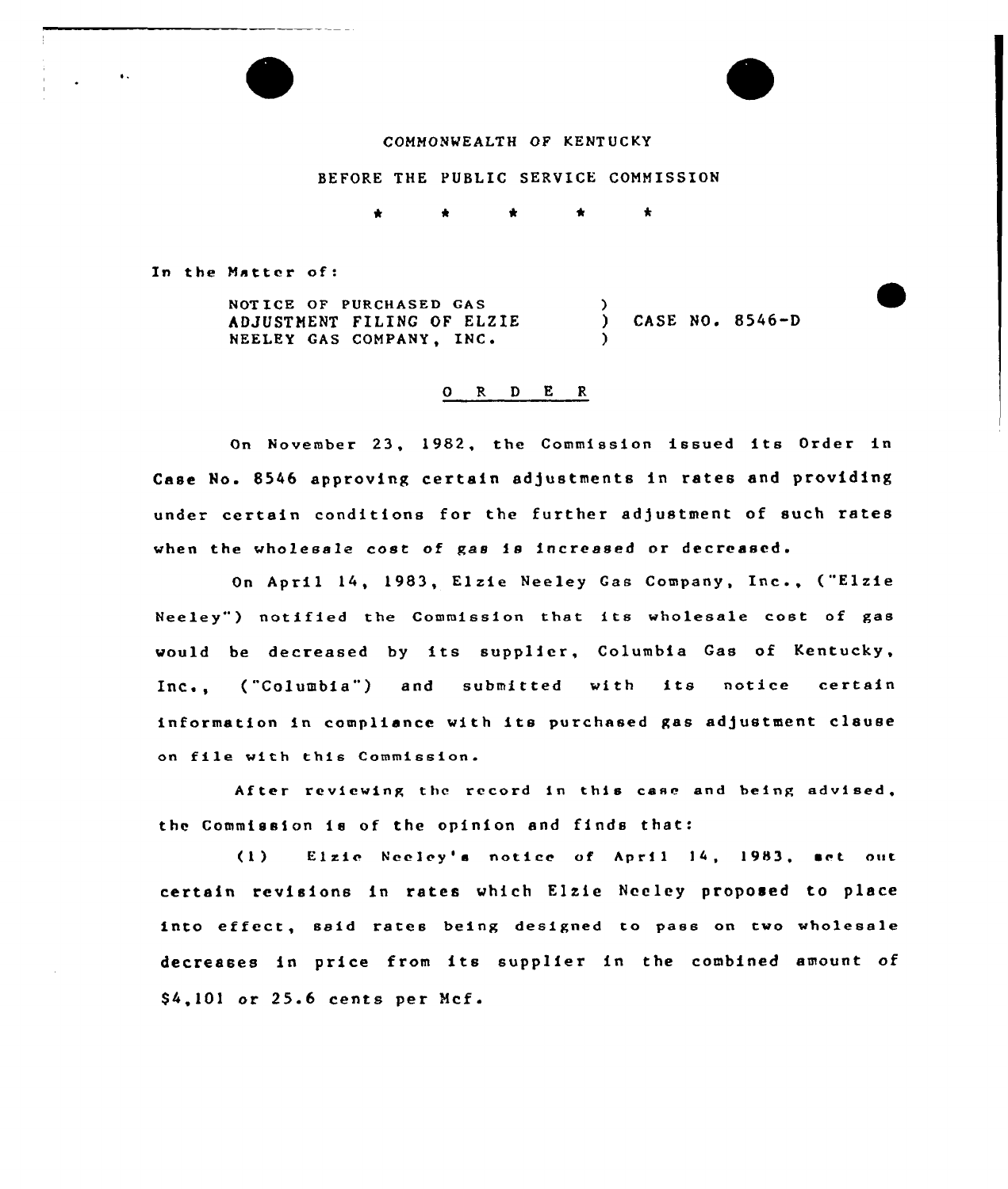COMMONWEALTH OF KENTUCKY

BEFORE THE PUBLIC SERVICE COMMISSION

\* \* \* \* \*

In the Matter of:

NOTICE OF PURCHASED GAS ADJUSTMENT FILING OF ELZIE NEELEY GAS COMPANY, INC. ) CASE NO. 8546-D

O R D E R

On November 23, 1982, the Commission issued its Order in Case No. 8546 approving certain adjustments in rates and providing under certain conditions for the further adjustment of such rates when the wholesale cost of gas is increased or decreased.

On April 14, 1983, Elzie Neeley Gas Company, Inc., ("Elzie Neeley") notified the Commission that its wholesale cost of gas would be decreased by its supplier, Columbia Gas of Kentucky, Inc., ("Columbia") and submitted with its notice certain information in compliance with its purchased gas adjustment clause on file with this Commission.

After reviewing the record in this case and being advised, the Commission is of the opinion and finds that:

(1) Elzie Neeley's notice of April 14, 1983, set out certain revisions in rates which Elzie Neeley proposed to place into effect, said rates being designed to pass on two wholesale decreases in price from its supplier in the combined amount of $4,101 or 25.6 cents per Mcf.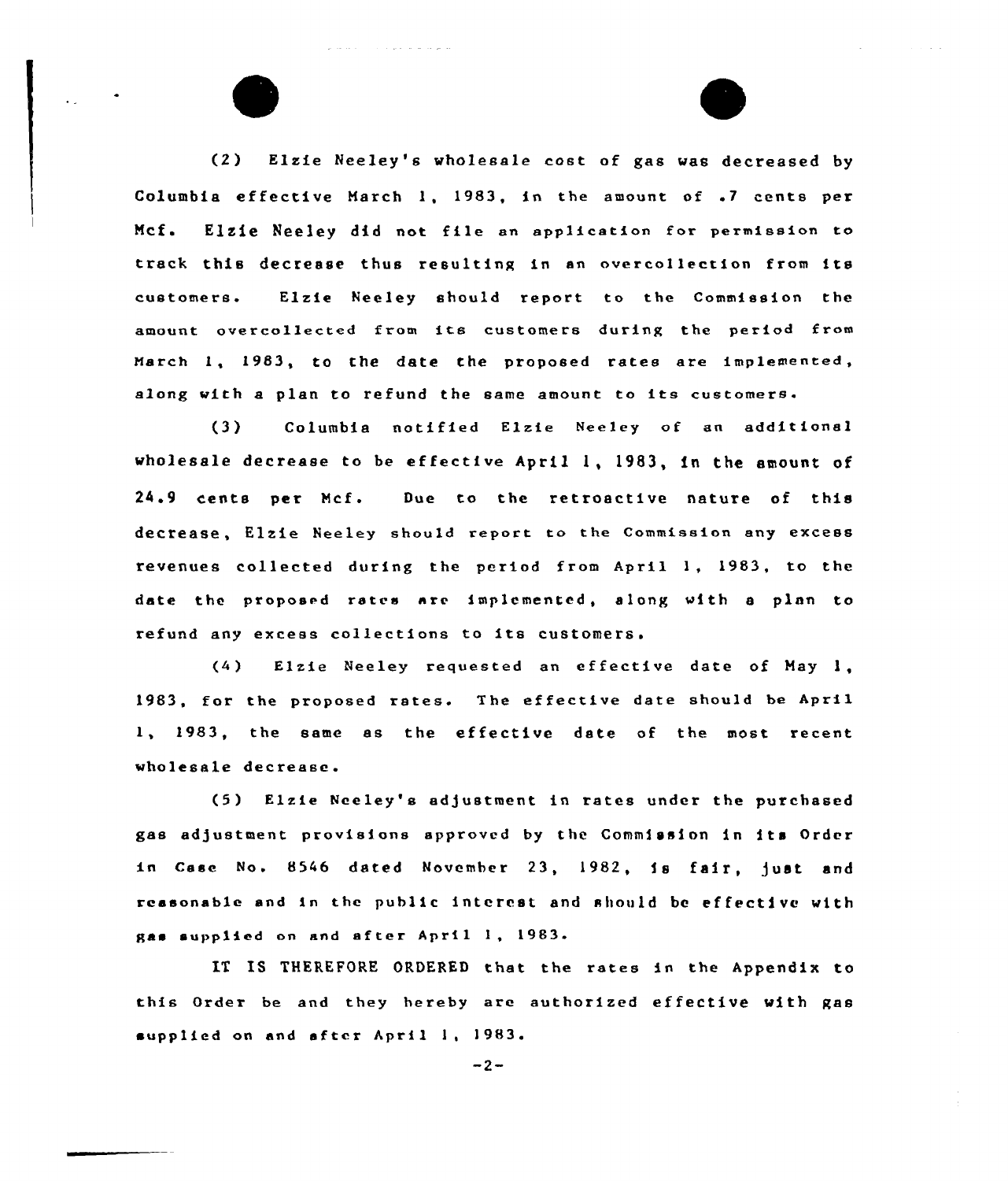(2) Elzie Neeley's wholesale cost of gas was decreased by Columbia effective March 1, 1983, in the amount of .7 cents per Mcf. Elzie Neeley did not file an application for permission to track this decrease thus resulting in an overcollection from its customers. Elzie Neeley should report to the Commission the amount overcollected from its customers during the period from March 1, 1983, to the date the proposed rates are implemented, along with a plan to refund the same amount to its customers.

(3) Columbia notified Elzie Neeley of an additional wholesale decrease to be effective April 1, 1983, in the amount of 24.9 cents per Mcf. Due to the retroactive nature of this decrease, Elzie Neeley should report to the Commission any excess revenues collected during the period from April 1, 1983, to the date the proposed rates are implemented, along with a plan to refund any excess collections to its customers.

(4) Elzie Neeley requested an effective date of May 1, 1983, for the proposed rates. The effective date should be April 1, 1983, the same as the effective date of the most recent wholesale decrease.

(5) Elzie Neeley's adjustment in rates under the purchased gas adjustment provisions approved by the Commission in its Order in Case No. 8546 dated November 23, 1982, is fair, just and reasonable and in the public interest and should be effective with gas supplied on and after April 1, 1983.

IT IS THEREFORE ORDERED that the rates in the Appendix to this Order be and they hereby are authorized effective with gas supplied on and after April 1, 1983.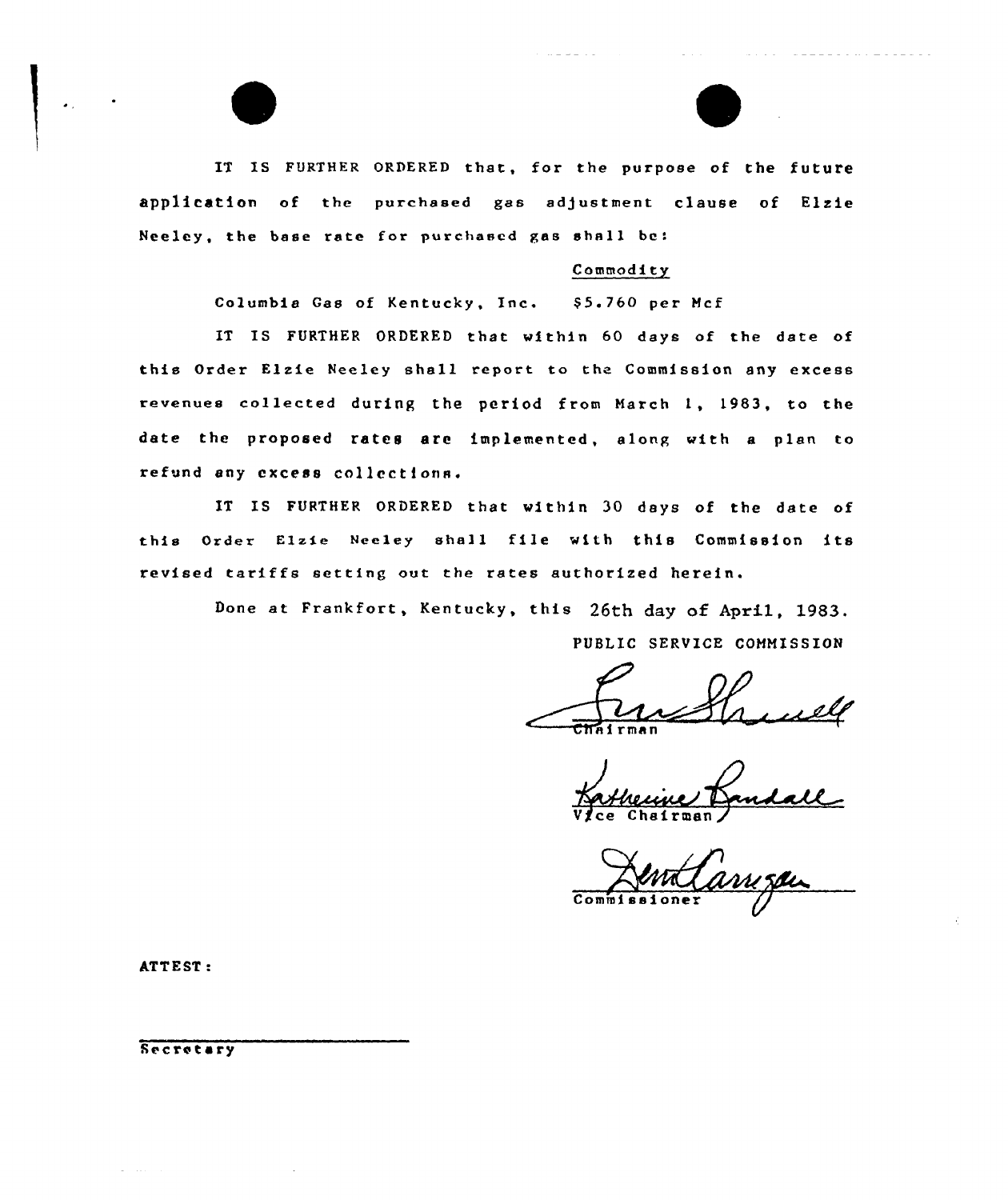IT IS FURTHER ORDERED that, for the purpose of the future application of the purchased gas adjustment clause of Elzie Neeley, the base rate for purchased gas shall be:

| | Commodity |
|---|---|
| Columbia Gas of Kentucky, Inc. | $5.760 per Mcf |

IT IS FURTHER ORDERED that within 60 days of the date of this Order Elzie Neeley shall report to the Commission any excess revenues collected during the period from March 1, 1983, to the date the proposed rates are implemented, along with a plan to refund any excess collections.

IT IS FURTHER ORDERED that within 30 days of the date of this Order Elzie Neeley shall file with this Commission its revised tariffs setting out the rates authorized herein.

Done at Frankfort, Kentucky, this 26th day of April, 1983.

PUBLIC SERVICE COMMISSION

Chairman

Vice Chairman

Commissioner

ATTEST:

Secretary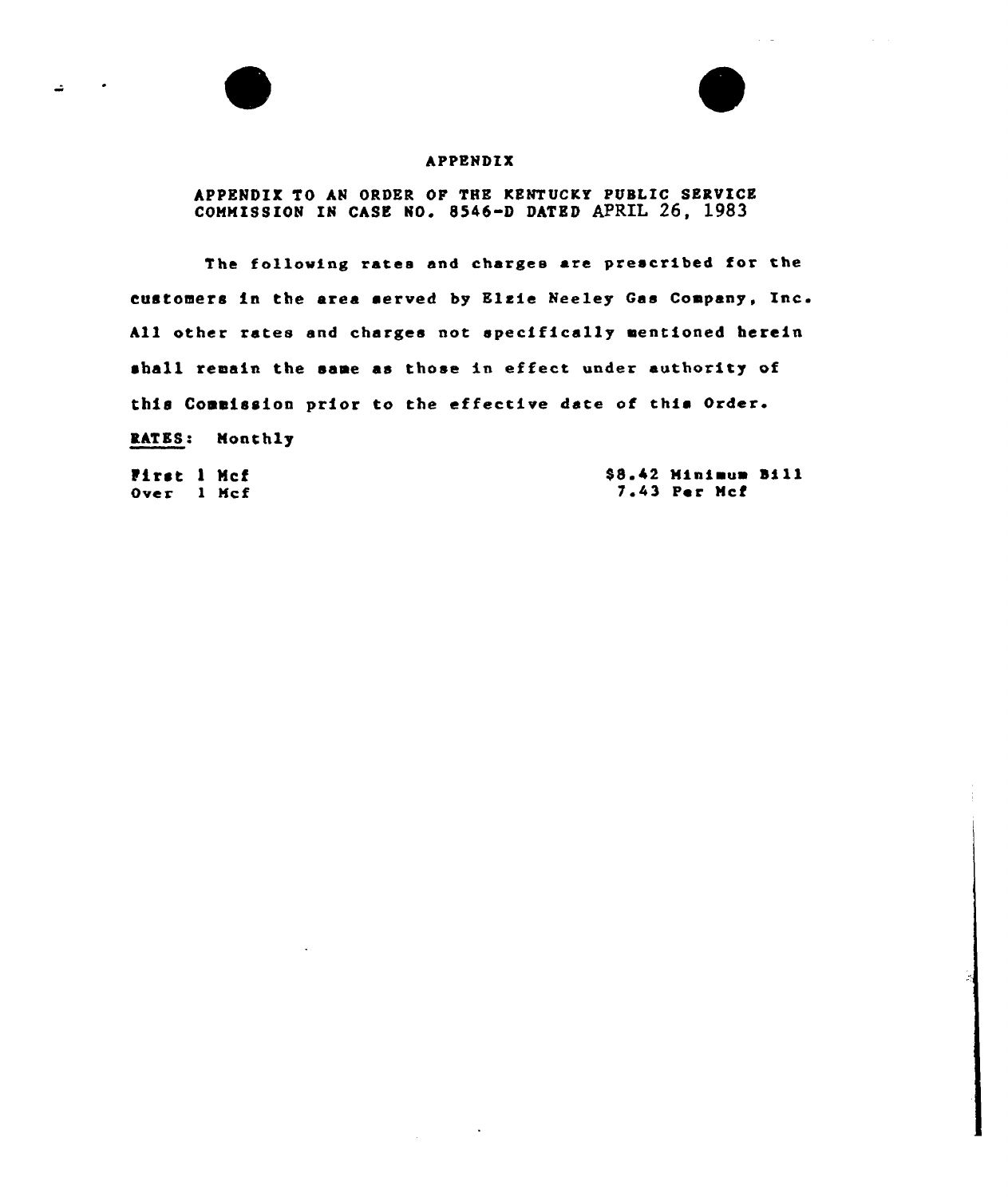# APPENDIX

## APPENDIX TO AN ORDER OF THE KENTUCKY PUBLIC SERVICE COMMISSION IN CASE NO. 8546-D DATED APRIL 26, 1983

The following rates and charges are prescribed for the customers in the area served by Elzie Neeley Gas Company, Inc. All other rates and charges not specifically mentioned herein shall remain the same as those in effect under authority of this Commission prior to the effective date of this Order.

<u>RATES</u>: Monthly

| | |
|---|---|
| First 1 Mcf | $8.42 Minimum Bill |
| Over 1 Mcf | 7.43 Per Mcf |